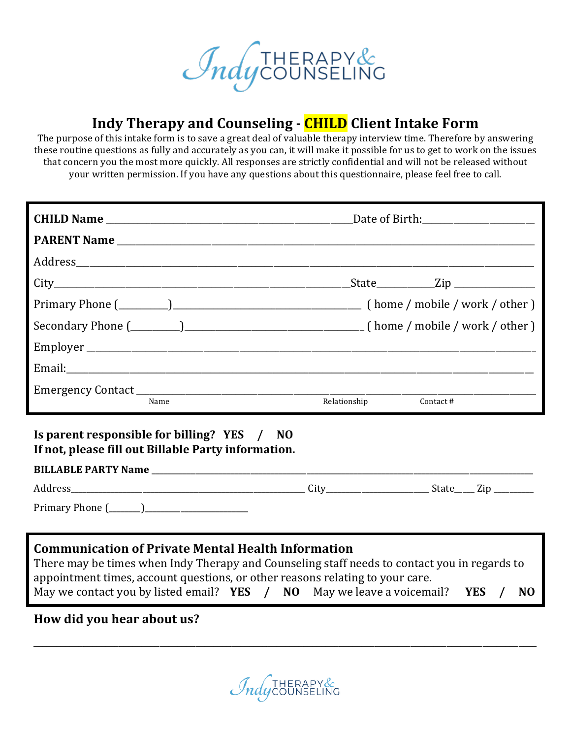# Indy Therapy and Counseling - CHILD Client Intake Form

The purpose of this intake form is to save a great deal of valuable therapy interview time. Therefore by answering these routine questions as fully and accurately as you can, it will make it possible for us to get to work on the issues that concern you the most more quickly. All responses are strictly confidential and will not be released without your written permission. If you have any questions about this questionnaire, please feel free to call.

**CHILD Name** ______________________________ Date of Birth: ______________

**PARENT Name** ______________________________________________

Address ______________________________________________

City ______________________________ State __________ Zip ______________

Primary Phone (________) ______________________________ ( home / mobile / work / other )

Secondary Phone (________) ______________________________ ( home / mobile / work / other )

Employer ______________________________________________

Email: ______________________________________________

Emergency Contact ______________________________________________
Name Relationship Contact #

**Is parent responsible for billing? YES / NO**
**If not, please fill out Billable Party information.**

**BILLABLE PARTY Name** ______________________________________________

Address ______________________________ City ______________ State ____ Zip ________

Primary Phone (_______) ______________________

## Communication of Private Mental Health Information

There may be times when Indy Therapy and Counseling staff needs to contact you in regards to appointment times, account questions, or other reasons relating to your care.

May we contact you by listed email? **YES / NO** May we leave a voicemail? **YES / NO**

**How did you hear about us?**

______________________________________________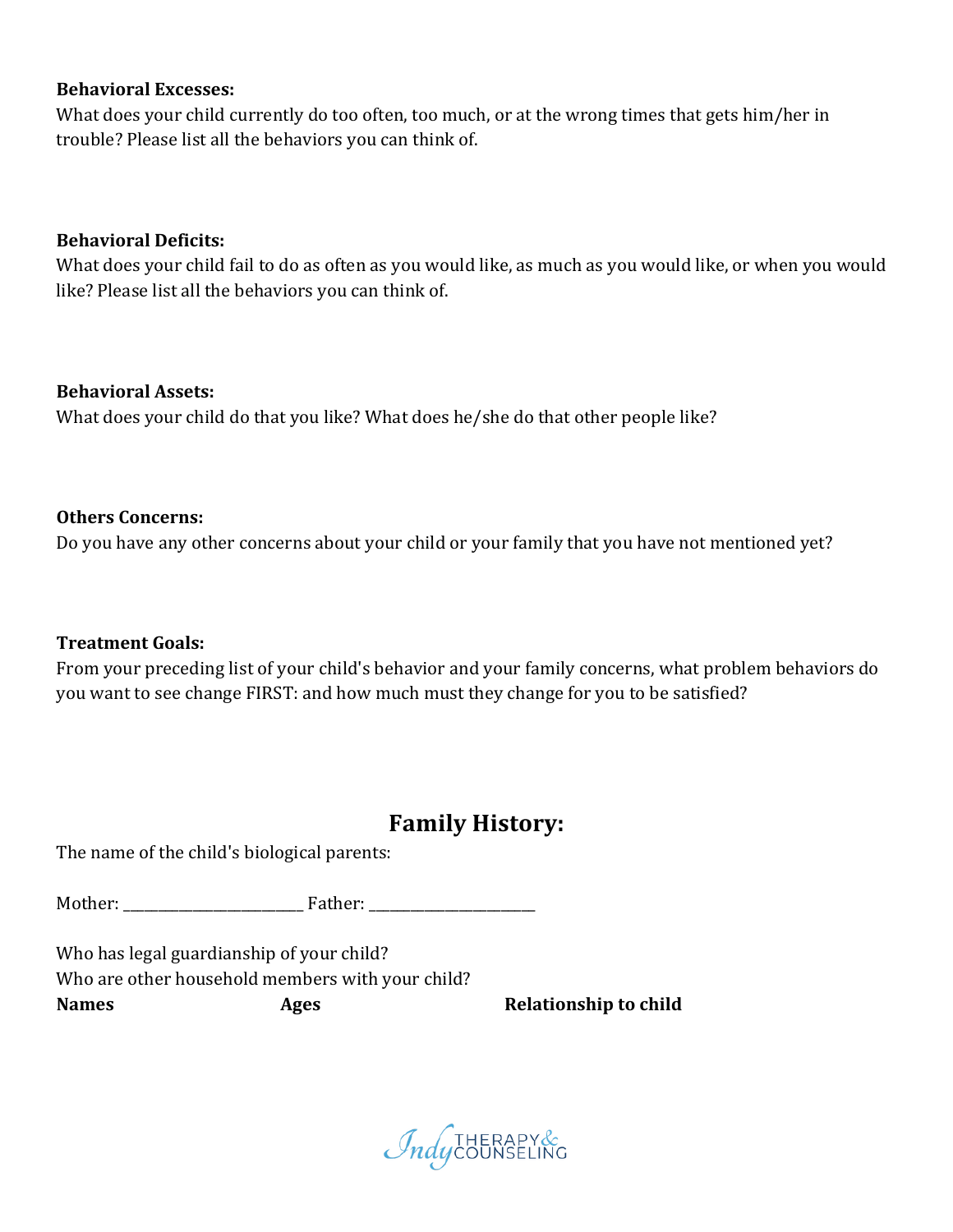**Behavioral Excesses:**
What does your child currently do too often, too much, or at the wrong times that gets him/her in trouble? Please list all the behaviors you can think of.

**Behavioral Deficits:**
What does your child fail to do as often as you would like, as much as you would like, or when you would like? Please list all the behaviors you can think of.

**Behavioral Assets:**
What does your child do that you like? What does he/she do that other people like?

**Others Concerns:**
Do you have any other concerns about your child or your family that you have not mentioned yet?

**Treatment Goals:**
From your preceding list of your child's behavior and your family concerns, what problem behaviors do you want to see change FIRST: and how much must they change for you to be satisfied?

## Family History:

The name of the child's biological parents:

Mother: _________________________ Father: _______________________

Who has legal guardianship of your child?
Who are other household members with your child?

| Names | Ages | Relationship to child |
| --- | --- | --- |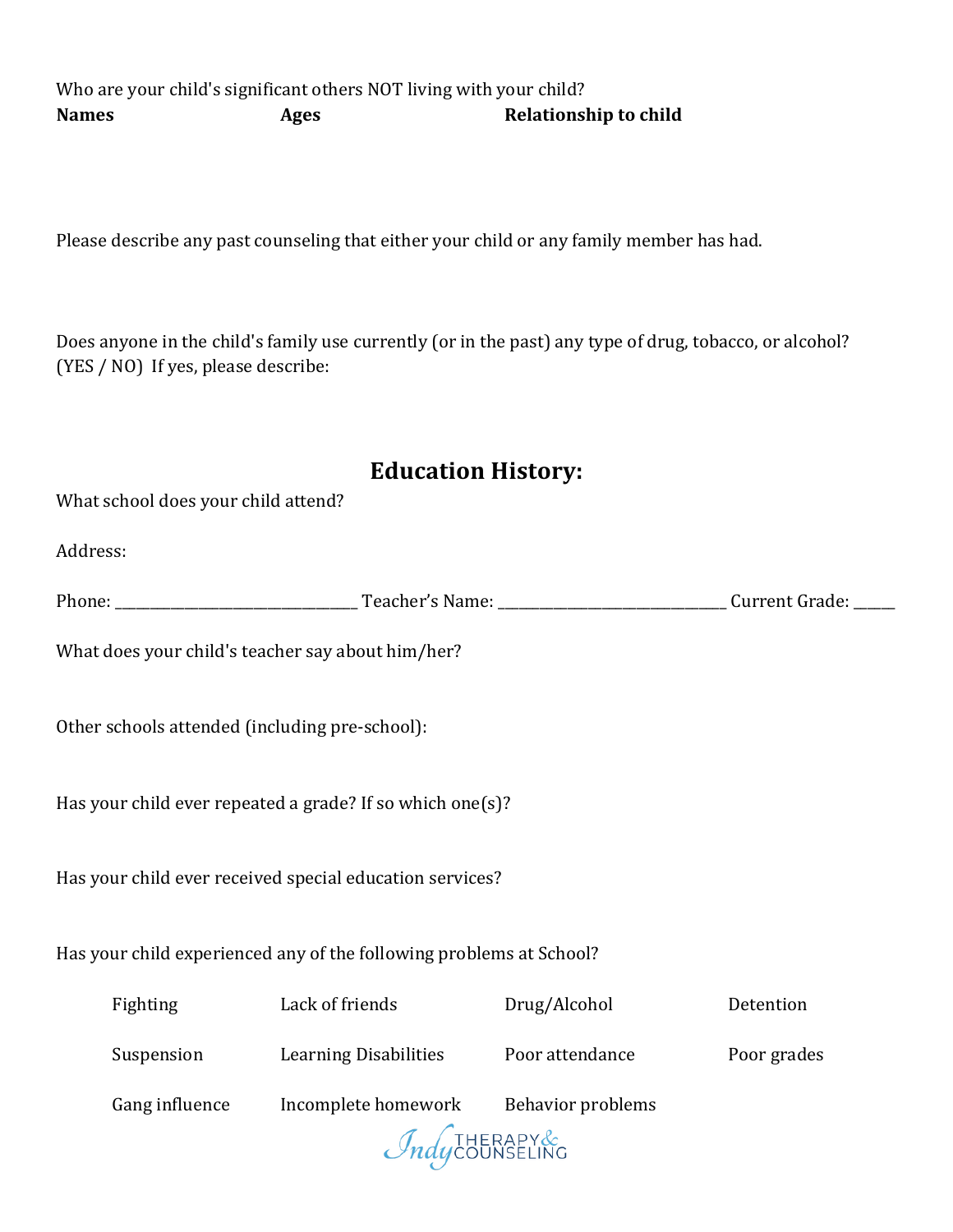Who are your child's significant others NOT living with your child?

| **Names** | **Ages** | **Relationship to child** |
|---|---|---|
| | | |

Please describe any past counseling that either your child or any family member has had.

Does anyone in the child's family use currently (or in the past) any type of drug, tobacco, or alcohol? (YES / NO) If yes, please describe:

## Education History:

What school does your child attend?

Address:

Phone: ________________________________ Teacher's Name: ______________________________ Current Grade: _____

What does your child's teacher say about him/her?

Other schools attended (including pre-school):

Has your child ever repeated a grade? If so which one(s)?

Has your child ever received special education services?

Has your child experienced any of the following problems at School?

| | | | |
|---|---|---|---|
| Fighting | Lack of friends | Drug/Alcohol | Detention |
| Suspension | Learning Disabilities | Poor attendance | Poor grades |
| Gang influence | Incomplete homework | Behavior problems | |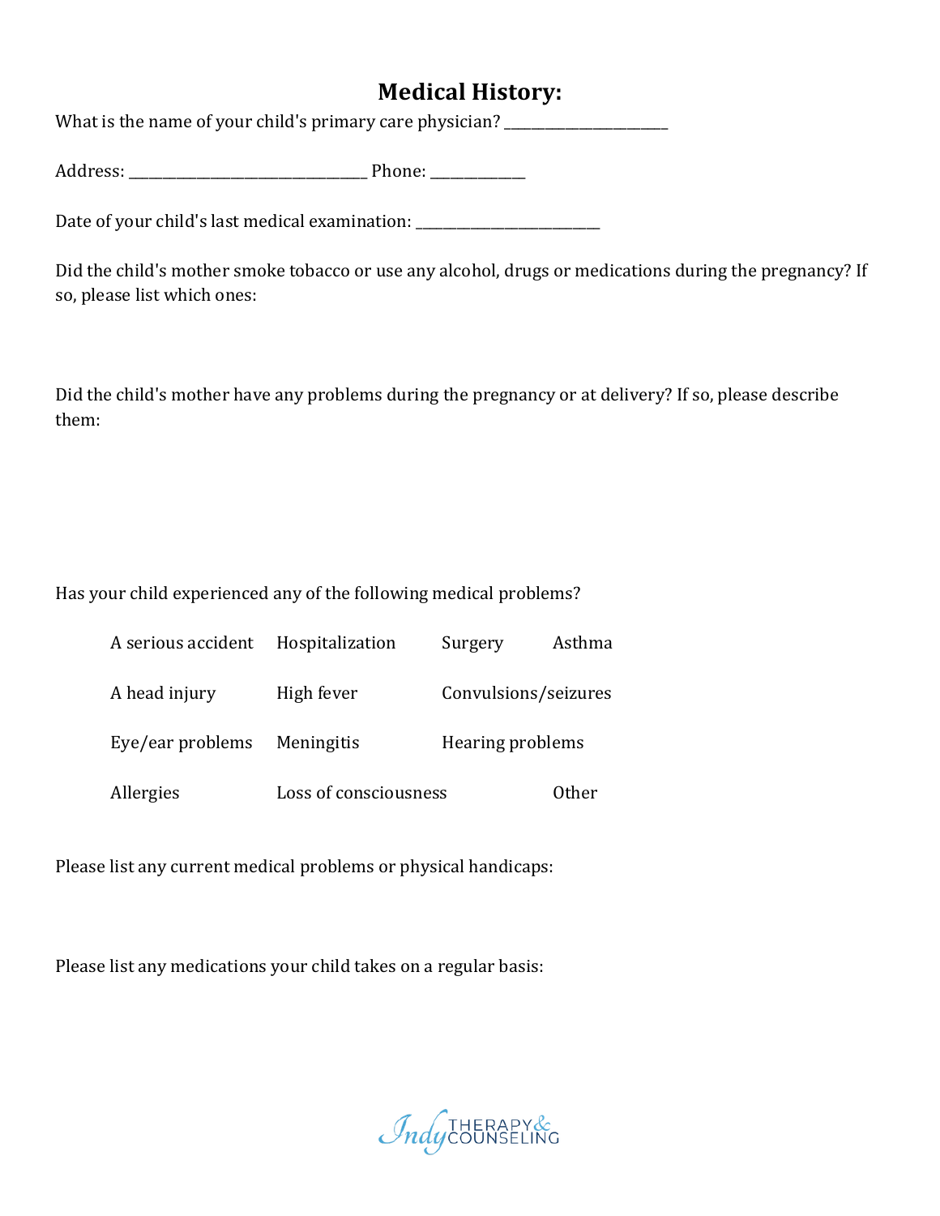# Medical History:

What is the name of your child's primary care physician? ________________________

Address: __________________________________ Phone: ______________

Date of your child's last medical examination: ___________________________

Did the child's mother smoke tobacco or use any alcohol, drugs or medications during the pregnancy? If so, please list which ones:

Did the child's mother have any problems during the pregnancy or at delivery? If so, please describe them:

Has your child experienced any of the following medical problems?

| | | | |
|---|---|---|---|
| A serious accident | Hospitalization | Surgery | Asthma |
| A head injury | High fever | Convulsions/seizures | |
| Eye/ear problems | Meningitis | Hearing problems | |
| Allergies | Loss of consciousness | | Other |

Please list any current medical problems or physical handicaps:

Please list any medications your child takes on a regular basis: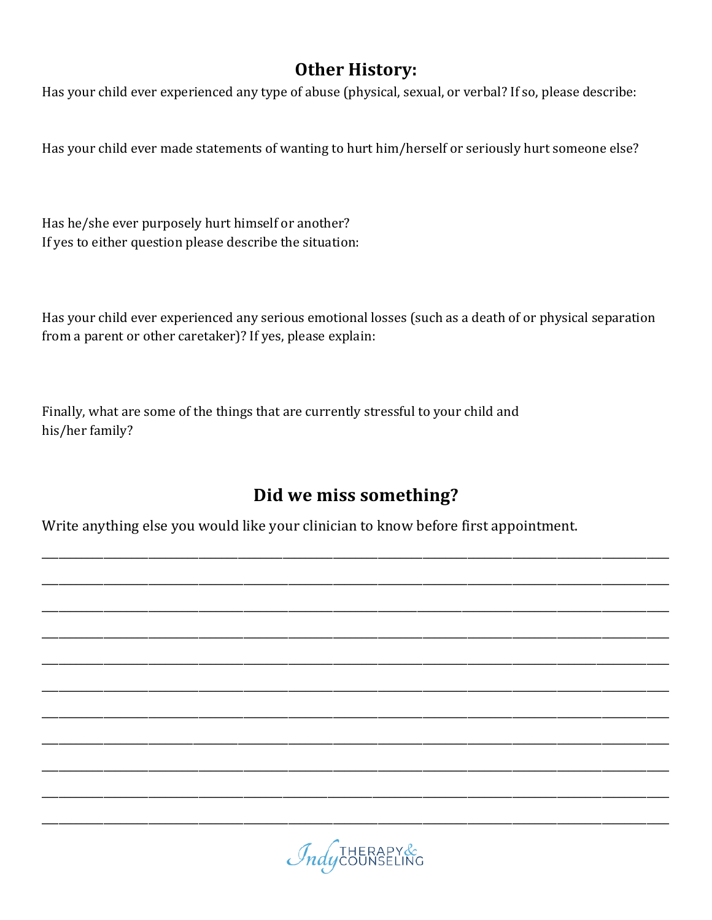## Other History:

Has your child ever experienced any type of abuse (physical, sexual, or verbal? If so, please describe:

Has your child ever made statements of wanting to hurt him/herself or seriously hurt someone else?

Has he/she ever purposely hurt himself or another?
If yes to either question please describe the situation:

Has your child ever experienced any serious emotional losses (such as a death of or physical separation from a parent or other caretaker)? If yes, please explain:

Finally, what are some of the things that are currently stressful to your child and his/her family?

## Did we miss something?

Write anything else you would like your clinician to know before first appointment.

___________________________________________________________________________________________

___________________________________________________________________________________________

___________________________________________________________________________________________

___________________________________________________________________________________________

___________________________________________________________________________________________

___________________________________________________________________________________________

___________________________________________________________________________________________

___________________________________________________________________________________________

___________________________________________________________________________________________

___________________________________________________________________________________________

___________________________________________________________________________________________

Indy THERAPY & COUNSELING